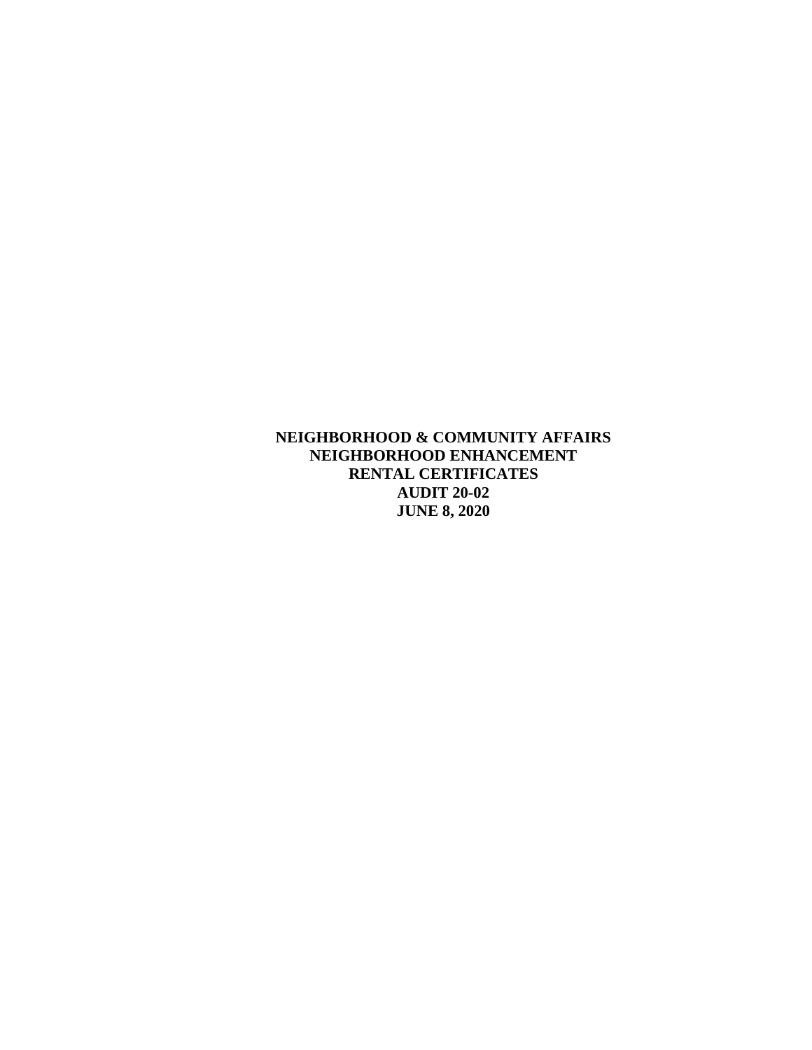**NEIGHBORHOOD & COMMUNITY AFFAIRS**
**NEIGHBORHOOD ENHANCEMENT**
**RENTAL CERTIFICATES**
**AUDIT 20-02**
**JUNE 8, 2020**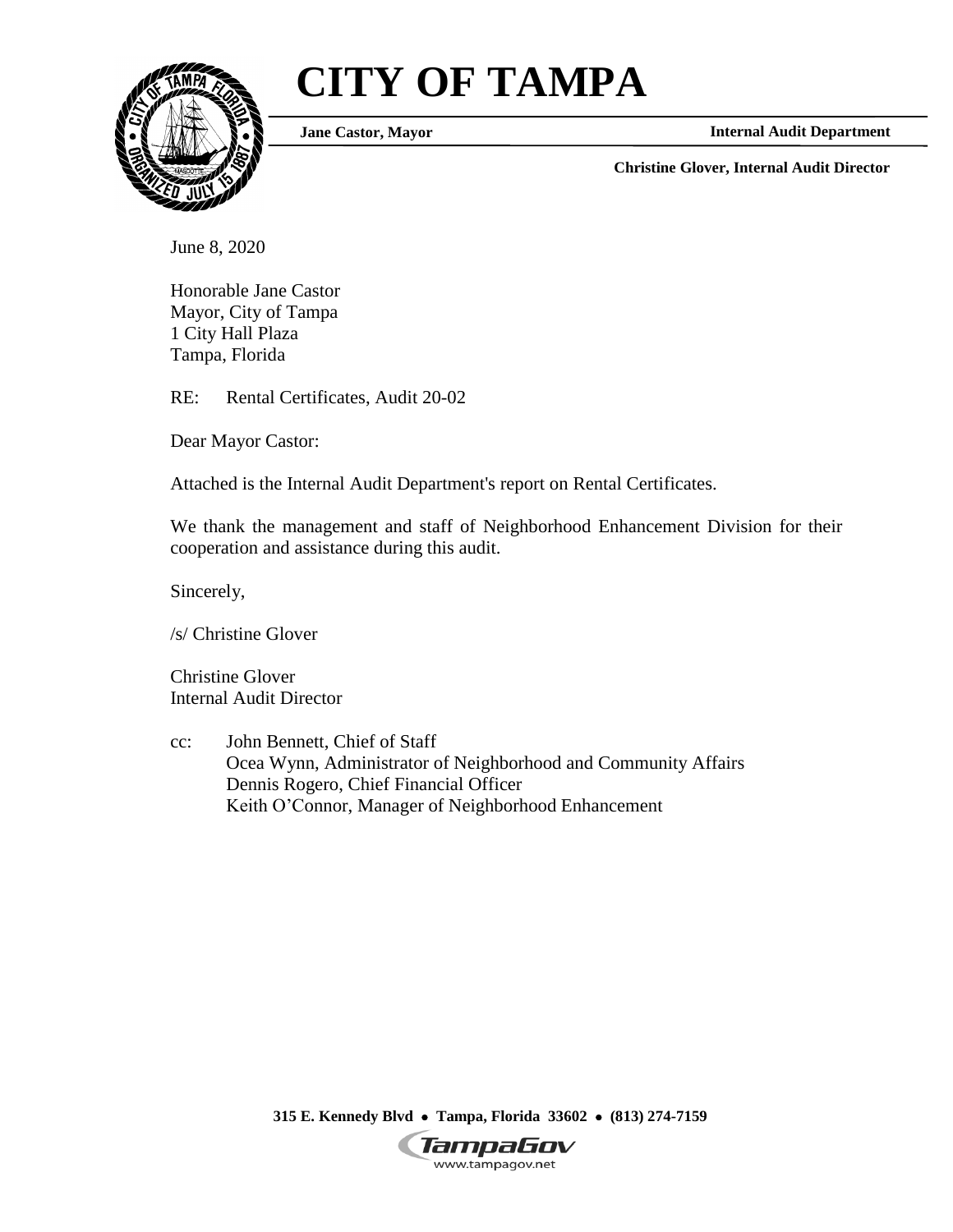// CITY OF TAMPA

**Jane Castor, Mayor**

**Internal Audit Department**

**Christine Glover, Internal Audit Director**

June 8, 2020

Honorable Jane Castor
Mayor, City of Tampa
1 City Hall Plaza
Tampa, Florida

RE: Rental Certificates, Audit 20-02

Dear Mayor Castor:

Attached is the Internal Audit Department's report on Rental Certificates.

We thank the management and staff of Neighborhood Enhancement Division for their cooperation and assistance during this audit.

Sincerely,

/s/ Christine Glover

Christine Glover
Internal Audit Director

cc: John Bennett, Chief of Staff
Ocea Wynn, Administrator of Neighborhood and Community Affairs
Dennis Rogero, Chief Financial Officer
Keith O'Connor, Manager of Neighborhood Enhancement

**315 E. Kennedy Blvd • Tampa, Florida 33602 • (813) 274-7159**

TampaGov
www.tampagov.net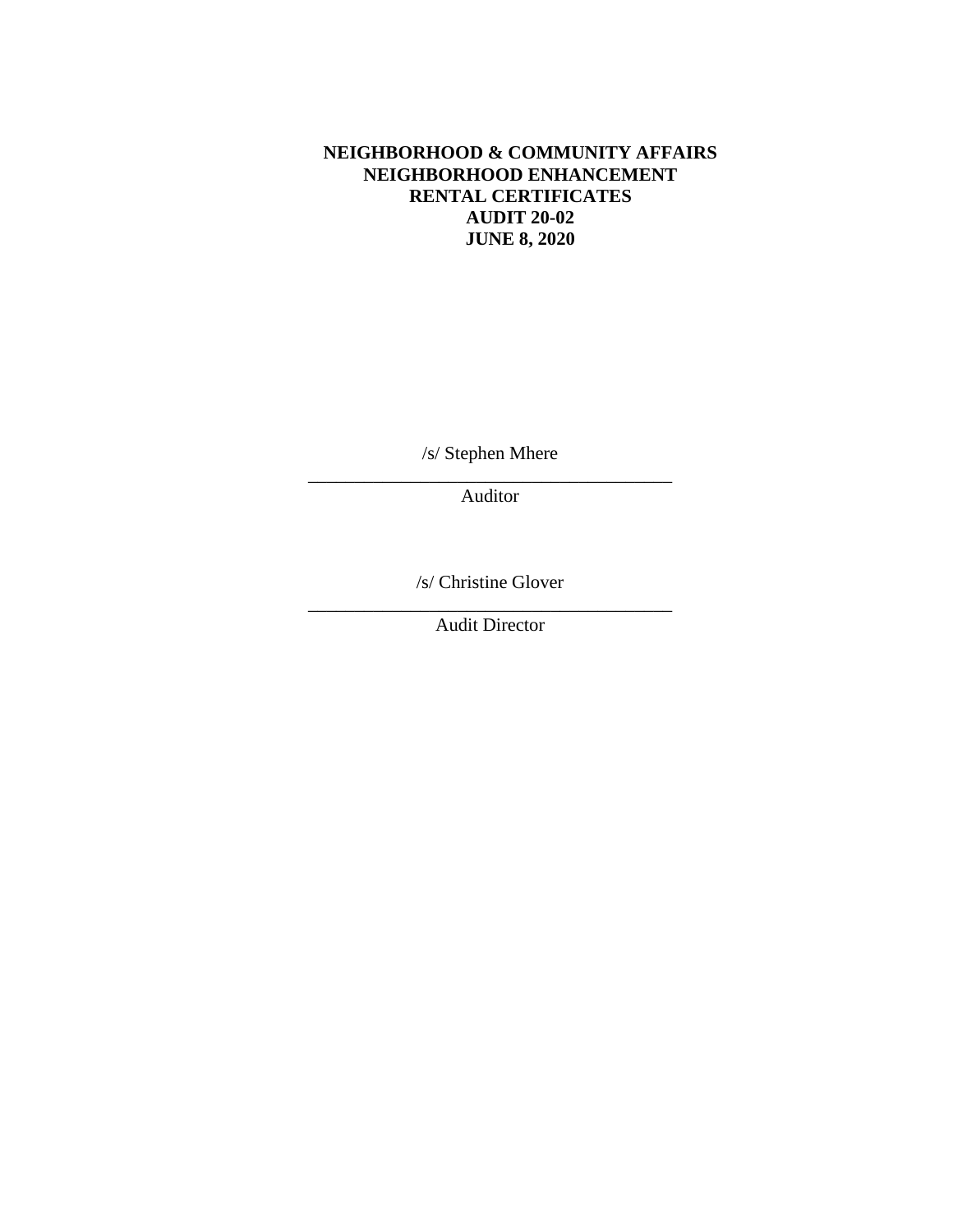**NEIGHBORHOOD & COMMUNITY AFFAIRS**
**NEIGHBORHOOD ENHANCEMENT**
**RENTAL CERTIFICATES**
**AUDIT 20-02**
**JUNE 8, 2020**

/s/ Stephen Mhere
\_\_\_\_\_\_\_\_\_\_\_\_\_\_\_\_\_\_\_\_\_\_\_\_\_\_\_\_\_\_\_\_\_\_\_\_\_\_\_\_
Auditor

/s/ Christine Glover
\_\_\_\_\_\_\_\_\_\_\_\_\_\_\_\_\_\_\_\_\_\_\_\_\_\_\_\_\_\_\_\_\_\_\_\_\_\_\_\_
Audit Director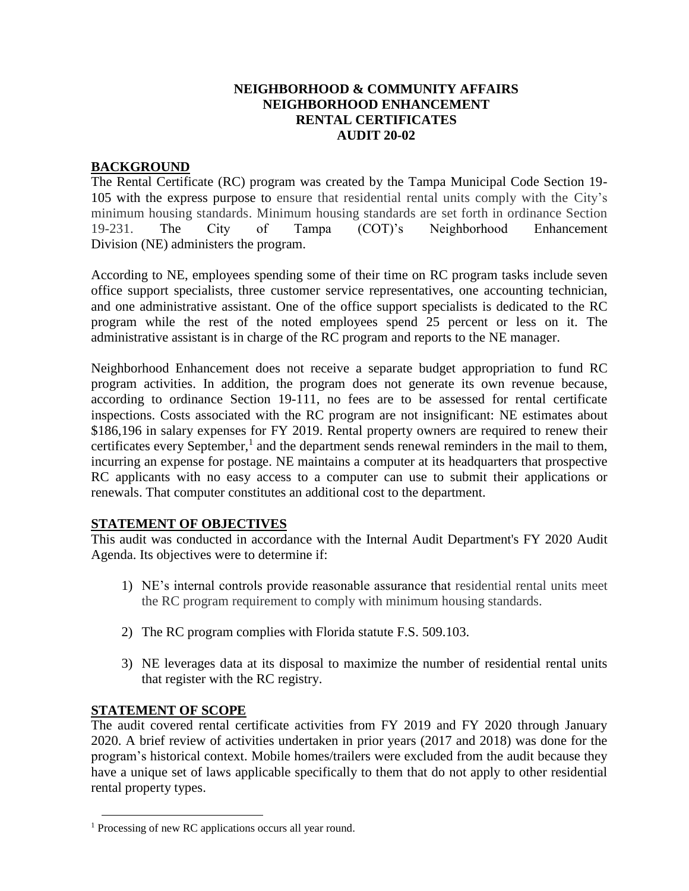**NEIGHBORHOOD & COMMUNITY AFFAIRS**
**NEIGHBORHOOD ENHANCEMENT**
**RENTAL CERTIFICATES**
**AUDIT 20-02**

## BACKGROUND

The Rental Certificate (RC) program was created by the Tampa Municipal Code Section 19-105 with the express purpose to ensure that residential rental units comply with the City's minimum housing standards. Minimum housing standards are set forth in ordinance Section 19-231. The City of Tampa (COT)'s Neighborhood Enhancement Division (NE) administers the program.

According to NE, employees spending some of their time on RC program tasks include seven office support specialists, three customer service representatives, one accounting technician, and one administrative assistant. One of the office support specialists is dedicated to the RC program while the rest of the noted employees spend 25 percent or less on it. The administrative assistant is in charge of the RC program and reports to the NE manager.

Neighborhood Enhancement does not receive a separate budget appropriation to fund RC program activities. In addition, the program does not generate its own revenue because, according to ordinance Section 19-111, no fees are to be assessed for rental certificate inspections. Costs associated with the RC program are not insignificant: NE estimates about $186,196 in salary expenses for FY 2019. Rental property owners are required to renew their certificates every September,[1] and the department sends renewal reminders in the mail to them, incurring an expense for postage. NE maintains a computer at its headquarters that prospective RC applicants with no easy access to a computer can use to submit their applications or renewals. That computer constitutes an additional cost to the department.

## STATEMENT OF OBJECTIVES

This audit was conducted in accordance with the Internal Audit Department's FY 2020 Audit Agenda. Its objectives were to determine if:

1) NE's internal controls provide reasonable assurance that residential rental units meet the RC program requirement to comply with minimum housing standards.

2) The RC program complies with Florida statute F.S. 509.103.

3) NE leverages data at its disposal to maximize the number of residential rental units that register with the RC registry.

## STATEMENT OF SCOPE

The audit covered rental certificate activities from FY 2019 and FY 2020 through January 2020. A brief review of activities undertaken in prior years (2017 and 2018) was done for the program's historical context. Mobile homes/trailers were excluded from the audit because they have a unique set of laws applicable specifically to them that do not apply to other residential rental property types.

[1] Processing of new RC applications occurs all year round.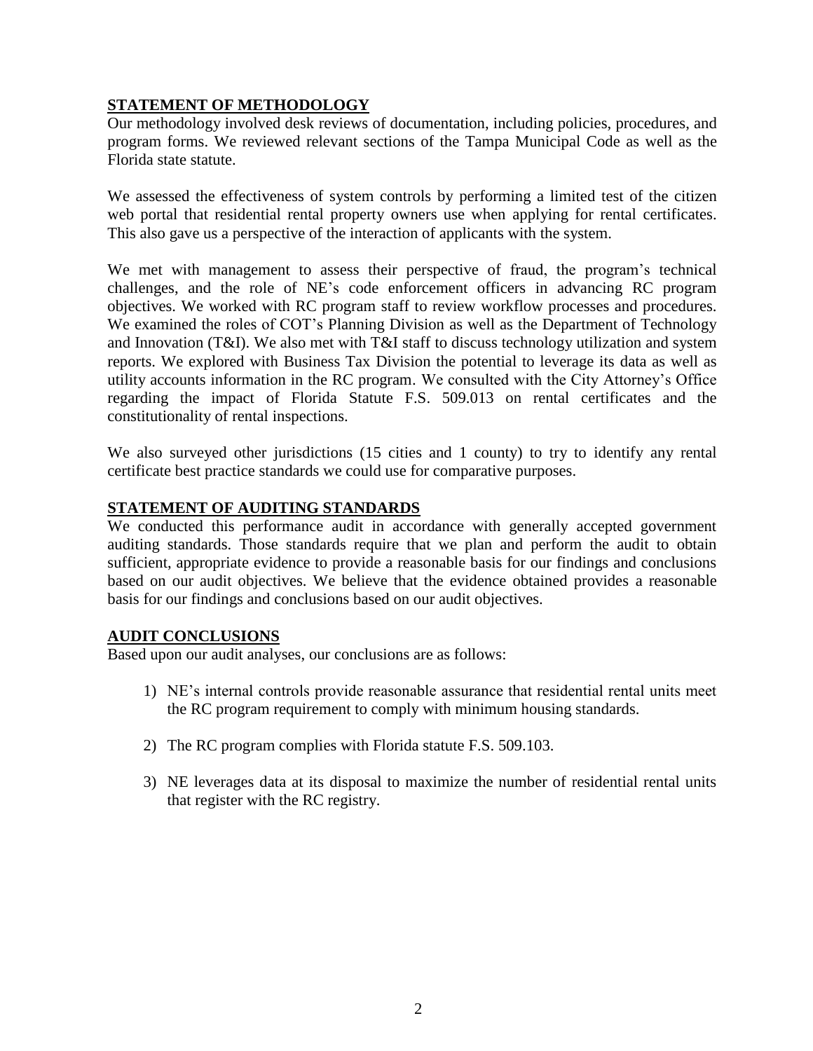## STATEMENT OF METHODOLOGY

Our methodology involved desk reviews of documentation, including policies, procedures, and program forms. We reviewed relevant sections of the Tampa Municipal Code as well as the Florida state statute.

We assessed the effectiveness of system controls by performing a limited test of the citizen web portal that residential rental property owners use when applying for rental certificates. This also gave us a perspective of the interaction of applicants with the system.

We met with management to assess their perspective of fraud, the program's technical challenges, and the role of NE's code enforcement officers in advancing RC program objectives. We worked with RC program staff to review workflow processes and procedures. We examined the roles of COT's Planning Division as well as the Department of Technology and Innovation (T&I). We also met with T&I staff to discuss technology utilization and system reports. We explored with Business Tax Division the potential to leverage its data as well as utility accounts information in the RC program. We consulted with the City Attorney's Office regarding the impact of Florida Statute F.S. 509.013 on rental certificates and the constitutionality of rental inspections.

We also surveyed other jurisdictions (15 cities and 1 county) to try to identify any rental certificate best practice standards we could use for comparative purposes.

## STATEMENT OF AUDITING STANDARDS

We conducted this performance audit in accordance with generally accepted government auditing standards. Those standards require that we plan and perform the audit to obtain sufficient, appropriate evidence to provide a reasonable basis for our findings and conclusions based on our audit objectives. We believe that the evidence obtained provides a reasonable basis for our findings and conclusions based on our audit objectives.

## AUDIT CONCLUSIONS

Based upon our audit analyses, our conclusions are as follows:

1) NE's internal controls provide reasonable assurance that residential rental units meet the RC program requirement to comply with minimum housing standards.

2) The RC program complies with Florida statute F.S. 509.103.

3) NE leverages data at its disposal to maximize the number of residential rental units that register with the RC registry.